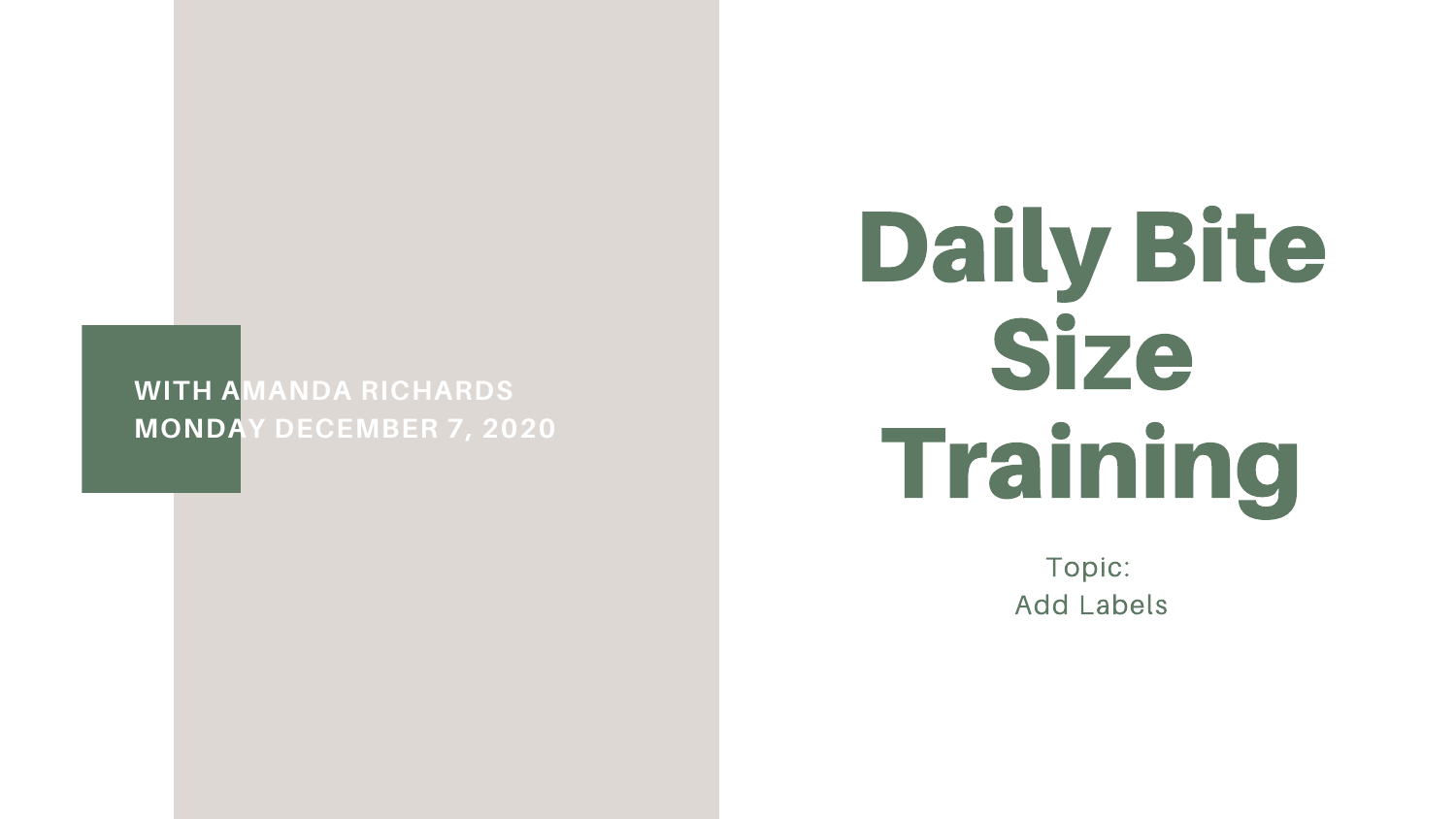# Daily Bite Size Training

WITH AMANDA RICHARDS
MONDAY DECEMBER 7, 2020

Topic:
Add Labels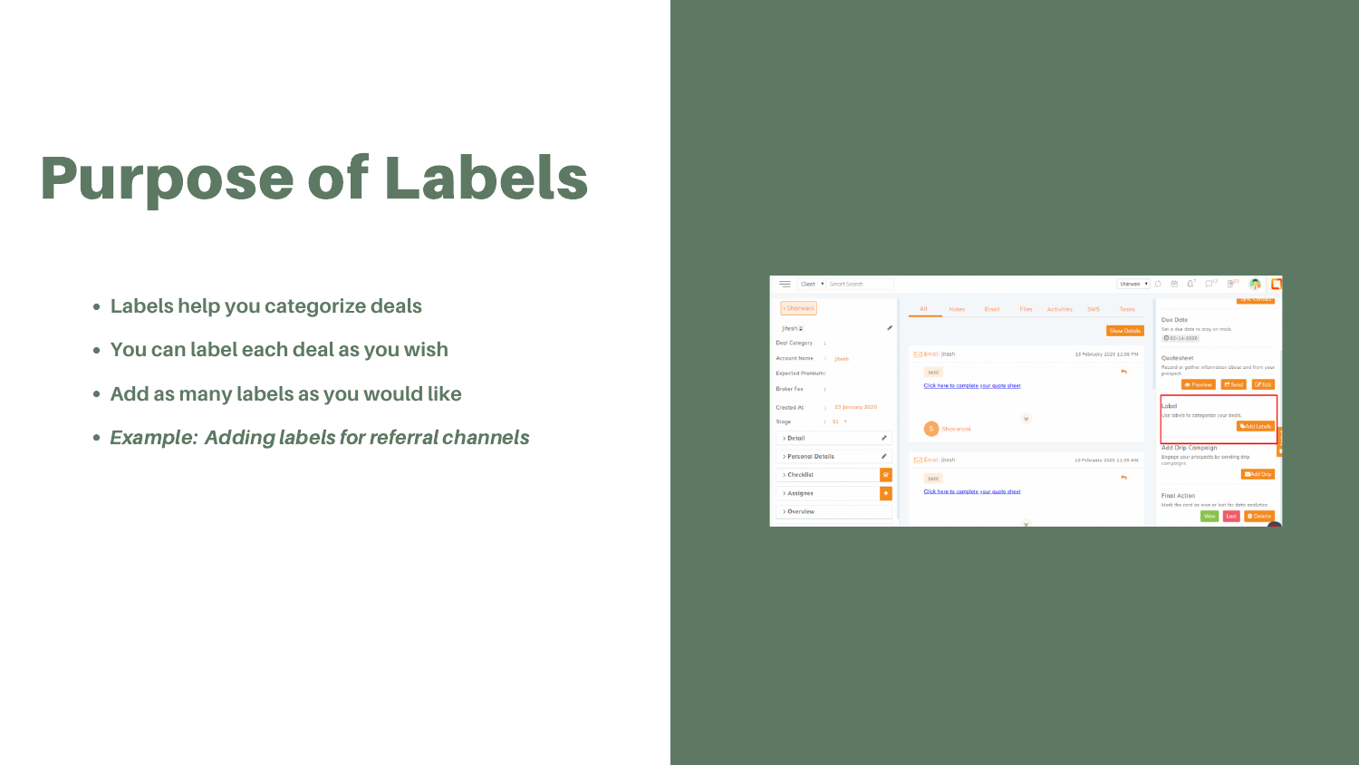# Purpose of Labels

- Labels help you categorize deals
- You can label each deal as you wish
- Add as many labels as you would like
- *Example: Adding labels for referral channels*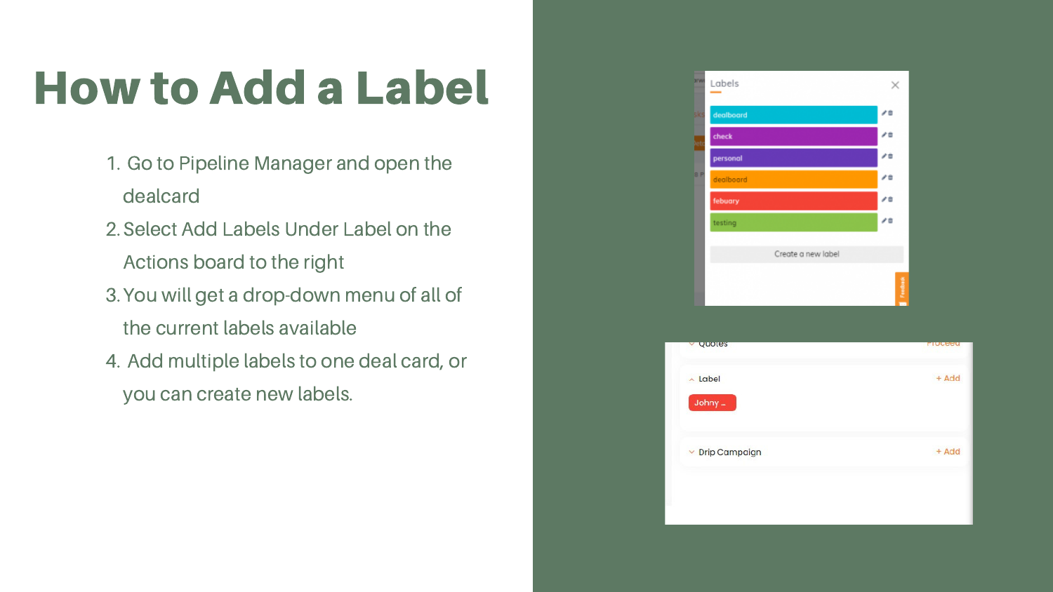# How to Add a Label

1. Go to Pipeline Manager and open the dealcard
2. Select Add Labels Under Label on the Actions board to the right
3. You will get a drop-down menu of all of the current labels available
4. Add multiple labels to one deal card, or you can create new labels.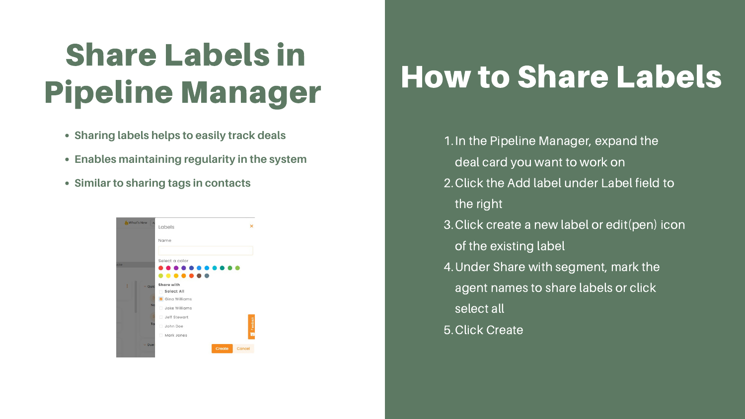# Share Labels in Pipeline Manager

- Sharing labels helps to easily track deals
- Enables maintaining regularity in the system
- Similar to sharing tags in contacts

# How to Share Labels

1. In the Pipeline Manager, expand the deal card you want to work on
2. Click the Add label under Label field to the right
3. Click create a new label or edit(pen) icon of the existing label
4. Under Share with segment, mark the agent names to share labels or click select all
5. Click Create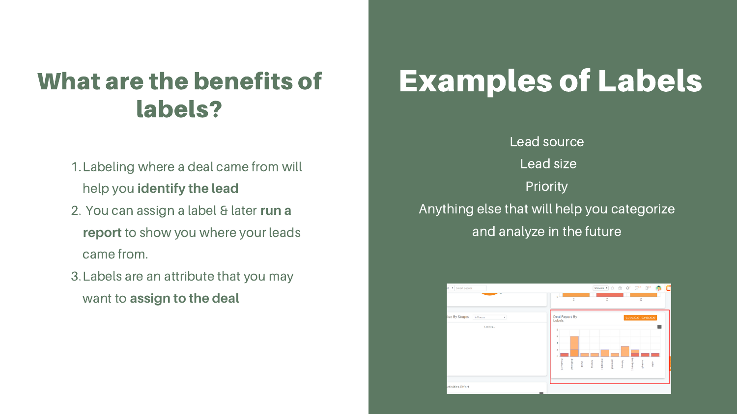## What are the benefits of labels?

1. Labeling where a deal came from will help you **identify the lead**
2. You can assign a label & later **run a report** to show you where your leads came from.
3. Labels are an attribute that you may want to **assign to the deal**

# Examples of Labels

Lead source

Lead size

Priority

Anything else that will help you categorize and analyze in the future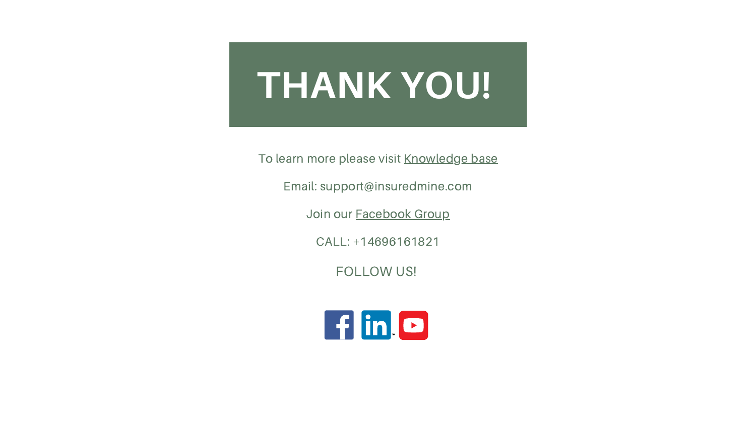# THANK YOU!

To learn more please visit Knowledge base

Email: support@insuredmine.com

Join our Facebook Group

CALL: +14696161821

FOLLOW US!